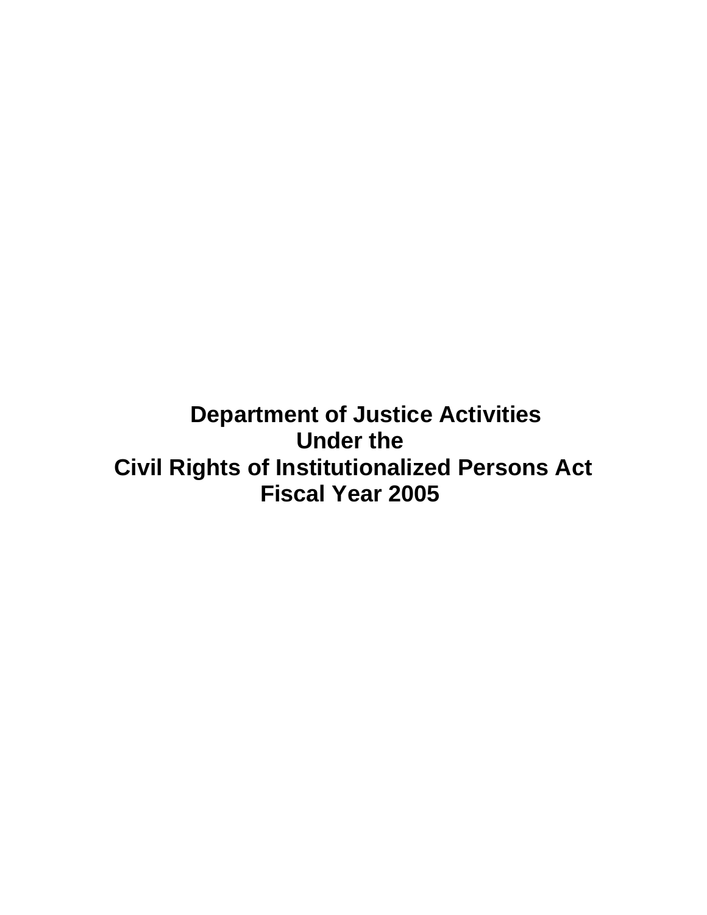# Department of Justice Activities Under the Civil Rights of Institutionalized Persons Act Fiscal Year 2005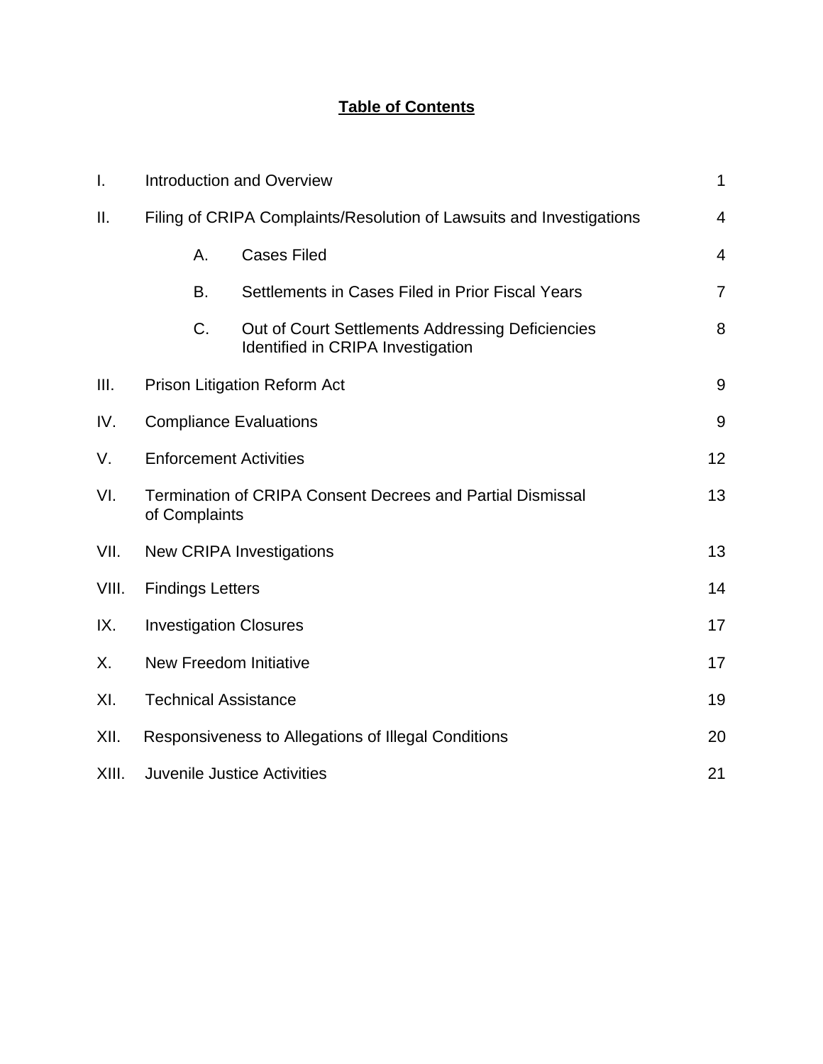# Table of Contents

| | | Page |
|---|---|---|
| I. | Introduction and Overview | 1 |
| II. | Filing of CRIPA Complaints/Resolution of Lawsuits and Investigations | 4 |
| | A. Cases Filed | 4 |
| | B. Settlements in Cases Filed in Prior Fiscal Years | 7 |
| | C. Out of Court Settlements Addressing Deficiencies Identified in CRIPA Investigation | 8 |
| III. | Prison Litigation Reform Act | 9 |
| IV. | Compliance Evaluations | 9 |
| V. | Enforcement Activities | 12 |
| VI. | Termination of CRIPA Consent Decrees and Partial Dismissal of Complaints | 13 |
| VII. | New CRIPA Investigations | 13 |
| VIII. | Findings Letters | 14 |
| IX. | Investigation Closures | 17 |
| X. | New Freedom Initiative | 17 |
| XI. | Technical Assistance | 19 |
| XII. | Responsiveness to Allegations of Illegal Conditions | 20 |
| XIII. | Juvenile Justice Activities | 21 |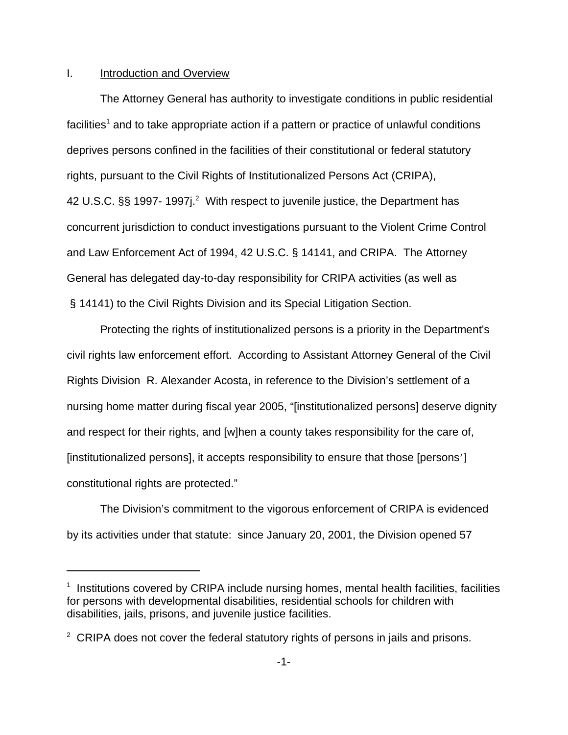## I. Introduction and Overview

The Attorney General has authority to investigate conditions in public residential facilities[1] and to take appropriate action if a pattern or practice of unlawful conditions deprives persons confined in the facilities of their constitutional or federal statutory rights, pursuant to the Civil Rights of Institutionalized Persons Act (CRIPA), 42 U.S.C. §§ 1997- 1997j.[2] With respect to juvenile justice, the Department has concurrent jurisdiction to conduct investigations pursuant to the Violent Crime Control and Law Enforcement Act of 1994, 42 U.S.C. § 14141, and CRIPA. The Attorney General has delegated day-to-day responsibility for CRIPA activities (as well as § 14141) to the Civil Rights Division and its Special Litigation Section.

Protecting the rights of institutionalized persons is a priority in the Department's civil rights law enforcement effort. According to Assistant Attorney General of the Civil Rights Division R. Alexander Acosta, in reference to the Division's settlement of a nursing home matter during fiscal year 2005, "[institutionalized persons] deserve dignity and respect for their rights, and [w]hen a county takes responsibility for the care of, [institutionalized persons], it accepts responsibility to ensure that those [persons'] constitutional rights are protected."

The Division's commitment to the vigorous enforcement of CRIPA is evidenced by its activities under that statute: since January 20, 2001, the Division opened 57

---

[1] Institutions covered by CRIPA include nursing homes, mental health facilities, facilities for persons with developmental disabilities, residential schools for children with disabilities, jails, prisons, and juvenile justice facilities.

[2] CRIPA does not cover the federal statutory rights of persons in jails and prisons.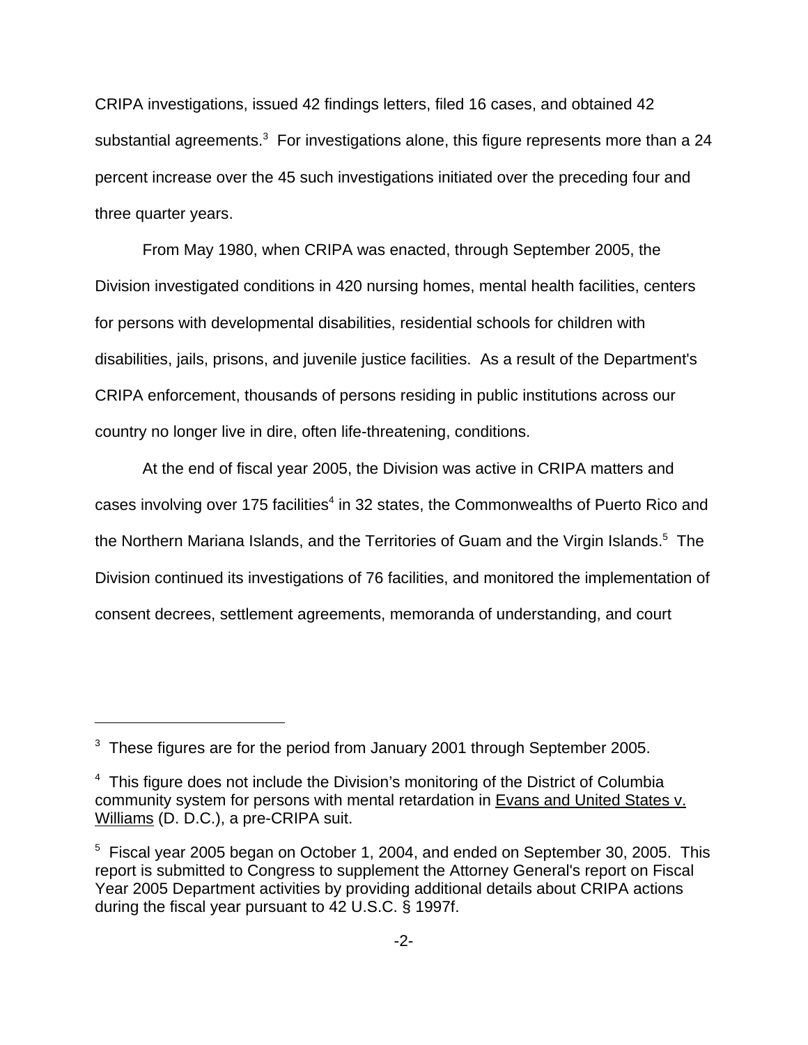CRIPA investigations, issued 42 findings letters, filed 16 cases, and obtained 42 substantial agreements.[3] For investigations alone, this figure represents more than a 24 percent increase over the 45 such investigations initiated over the preceding four and three quarter years.

From May 1980, when CRIPA was enacted, through September 2005, the Division investigated conditions in 420 nursing homes, mental health facilities, centers for persons with developmental disabilities, residential schools for children with disabilities, jails, prisons, and juvenile justice facilities. As a result of the Department's CRIPA enforcement, thousands of persons residing in public institutions across our country no longer live in dire, often life-threatening, conditions.

At the end of fiscal year 2005, the Division was active in CRIPA matters and cases involving over 175 facilities[4] in 32 states, the Commonwealths of Puerto Rico and the Northern Mariana Islands, and the Territories of Guam and the Virgin Islands.[5] The Division continued its investigations of 76 facilities, and monitored the implementation of consent decrees, settlement agreements, memoranda of understanding, and court

---

[3] These figures are for the period from January 2001 through September 2005.

[4] This figure does not include the Division's monitoring of the District of Columbia community system for persons with mental retardation in Evans and United States v. Williams (D. D.C.), a pre-CRIPA suit.

[5] Fiscal year 2005 began on October 1, 2004, and ended on September 30, 2005. This report is submitted to Congress to supplement the Attorney General's report on Fiscal Year 2005 Department activities by providing additional details about CRIPA actions during the fiscal year pursuant to 42 U.S.C. § 1997f.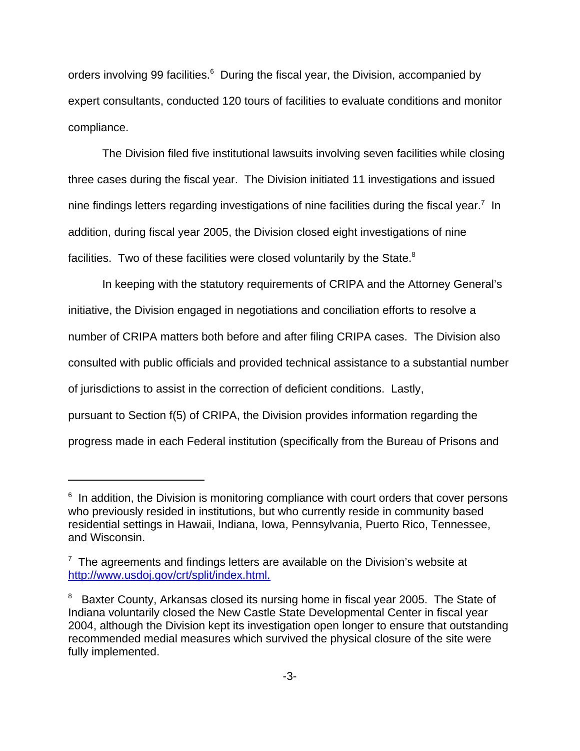orders involving 99 facilities.[6] During the fiscal year, the Division, accompanied by expert consultants, conducted 120 tours of facilities to evaluate conditions and monitor compliance.

The Division filed five institutional lawsuits involving seven facilities while closing three cases during the fiscal year. The Division initiated 11 investigations and issued nine findings letters regarding investigations of nine facilities during the fiscal year.[7] In addition, during fiscal year 2005, the Division closed eight investigations of nine facilities. Two of these facilities were closed voluntarily by the State.[8]

In keeping with the statutory requirements of CRIPA and the Attorney General's initiative, the Division engaged in negotiations and conciliation efforts to resolve a number of CRIPA matters both before and after filing CRIPA cases. The Division also consulted with public officials and provided technical assistance to a substantial number of jurisdictions to assist in the correction of deficient conditions. Lastly, pursuant to Section f(5) of CRIPA, the Division provides information regarding the progress made in each Federal institution (specifically from the Bureau of Prisons and

---

[6] In addition, the Division is monitoring compliance with court orders that cover persons who previously resided in institutions, but who currently reside in community based residential settings in Hawaii, Indiana, Iowa, Pennsylvania, Puerto Rico, Tennessee, and Wisconsin.

[7] The agreements and findings letters are available on the Division's website at [http://www.usdoj.gov/crt/split/index.html.](http://www.usdoj.gov/crt/split/index.html)

[8] Baxter County, Arkansas closed its nursing home in fiscal year 2005. The State of Indiana voluntarily closed the New Castle State Developmental Center in fiscal year 2004, although the Division kept its investigation open longer to ensure that outstanding recommended medial measures which survived the physical closure of the site were fully implemented.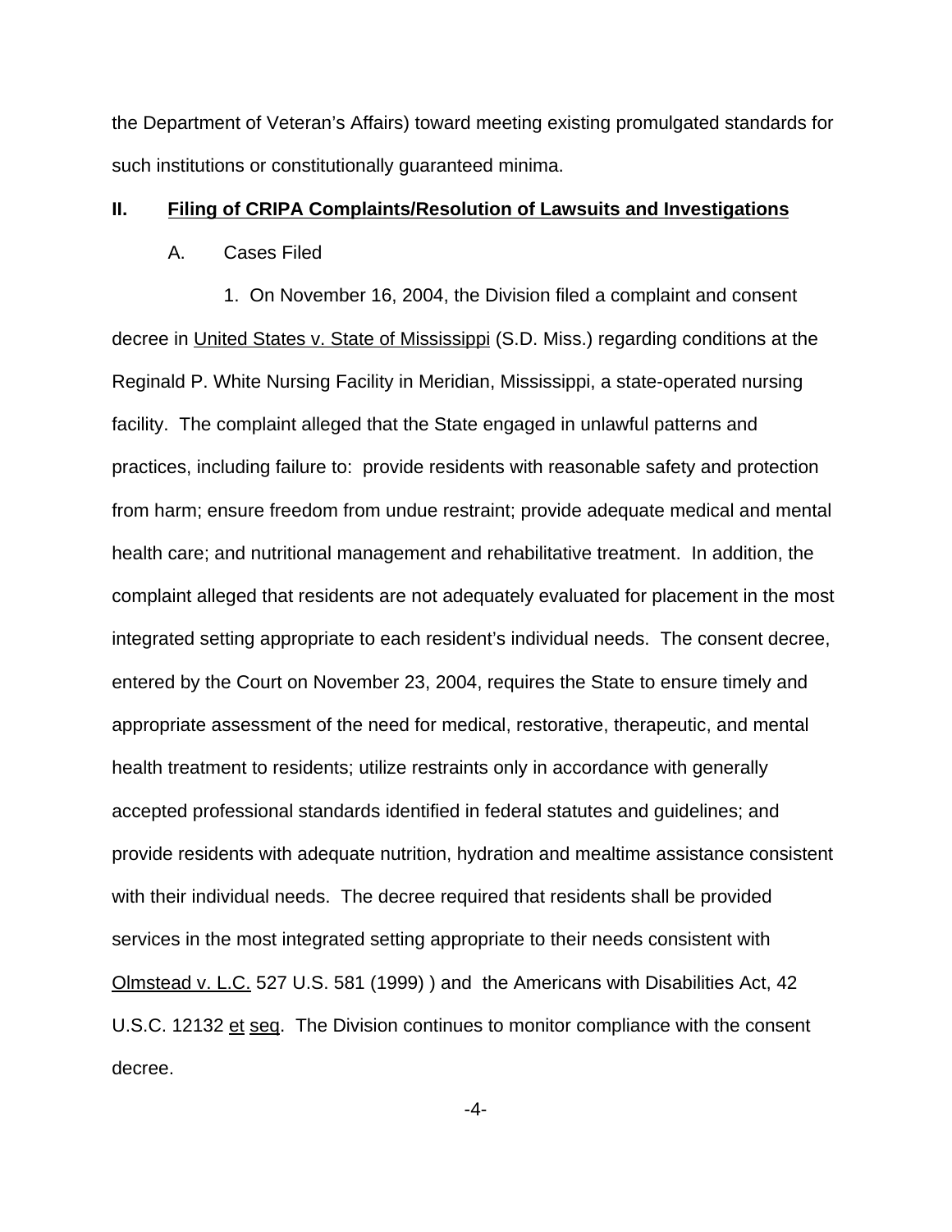the Department of Veteran's Affairs) toward meeting existing promulgated standards for such institutions or constitutionally guaranteed minima.

## II. Filing of CRIPA Complaints/Resolution of Lawsuits and Investigations

### A. Cases Filed

1. On November 16, 2004, the Division filed a complaint and consent decree in United States v. State of Mississippi (S.D. Miss.) regarding conditions at the Reginald P. White Nursing Facility in Meridian, Mississippi, a state-operated nursing facility. The complaint alleged that the State engaged in unlawful patterns and practices, including failure to: provide residents with reasonable safety and protection from harm; ensure freedom from undue restraint; provide adequate medical and mental health care; and nutritional management and rehabilitative treatment. In addition, the complaint alleged that residents are not adequately evaluated for placement in the most integrated setting appropriate to each resident's individual needs. The consent decree, entered by the Court on November 23, 2004, requires the State to ensure timely and appropriate assessment of the need for medical, restorative, therapeutic, and mental health treatment to residents; utilize restraints only in accordance with generally accepted professional standards identified in federal statutes and guidelines; and provide residents with adequate nutrition, hydration and mealtime assistance consistent with their individual needs. The decree required that residents shall be provided services in the most integrated setting appropriate to their needs consistent with Olmstead v. L.C. 527 U.S. 581 (1999) ) and the Americans with Disabilities Act, 42 U.S.C. 12132 et seq. The Division continues to monitor compliance with the consent decree.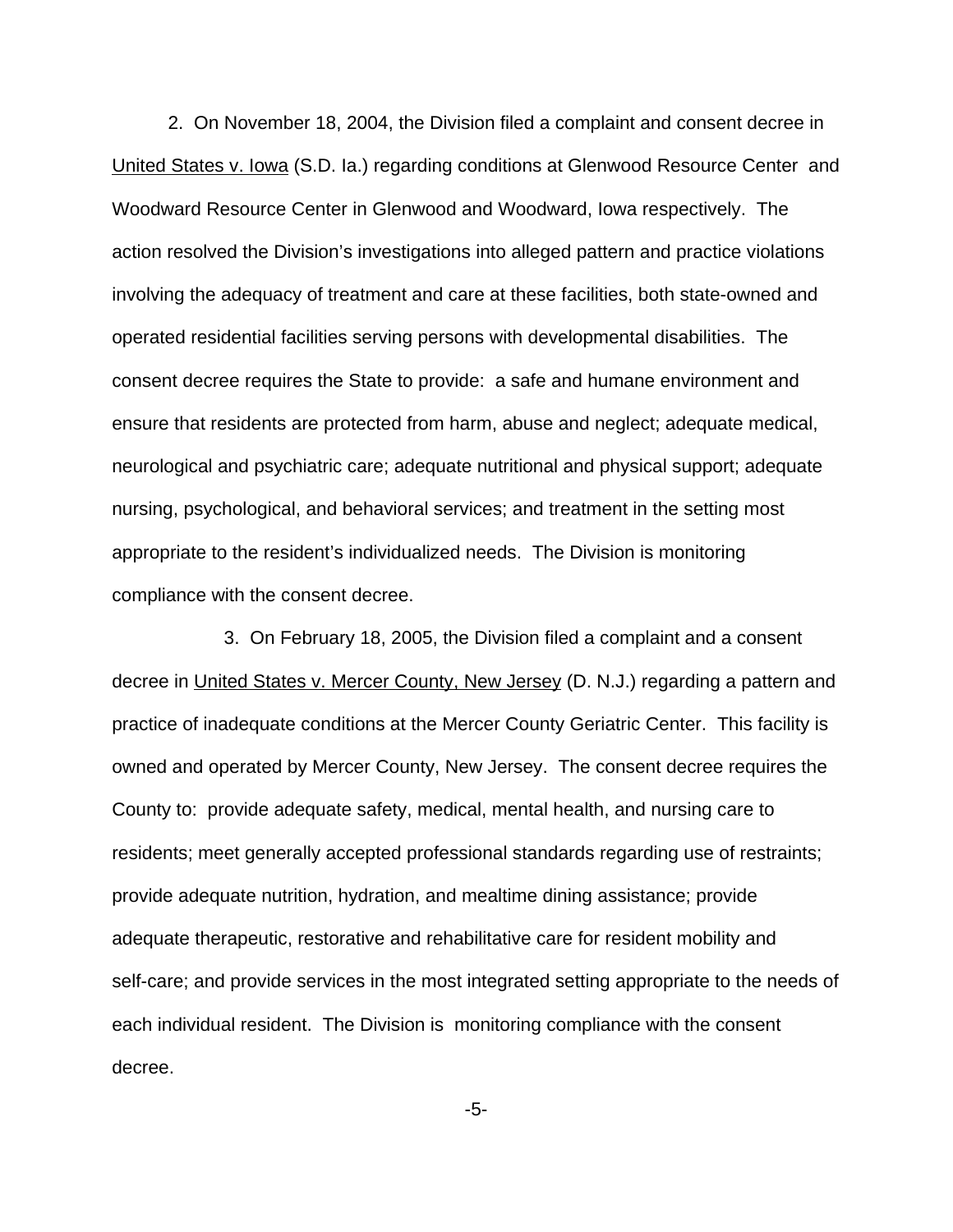2. On November 18, 2004, the Division filed a complaint and consent decree in United States v. Iowa (S.D. Ia.) regarding conditions at Glenwood Resource Center and Woodward Resource Center in Glenwood and Woodward, Iowa respectively. The action resolved the Division's investigations into alleged pattern and practice violations involving the adequacy of treatment and care at these facilities, both state-owned and operated residential facilities serving persons with developmental disabilities. The consent decree requires the State to provide: a safe and humane environment and ensure that residents are protected from harm, abuse and neglect; adequate medical, neurological and psychiatric care; adequate nutritional and physical support; adequate nursing, psychological, and behavioral services; and treatment in the setting most appropriate to the resident's individualized needs. The Division is monitoring compliance with the consent decree.

3. On February 18, 2005, the Division filed a complaint and a consent decree in United States v. Mercer County, New Jersey (D. N.J.) regarding a pattern and practice of inadequate conditions at the Mercer County Geriatric Center. This facility is owned and operated by Mercer County, New Jersey. The consent decree requires the County to: provide adequate safety, medical, mental health, and nursing care to residents; meet generally accepted professional standards regarding use of restraints; provide adequate nutrition, hydration, and mealtime dining assistance; provide adequate therapeutic, restorative and rehabilitative care for resident mobility and self-care; and provide services in the most integrated setting appropriate to the needs of each individual resident. The Division is monitoring compliance with the consent decree.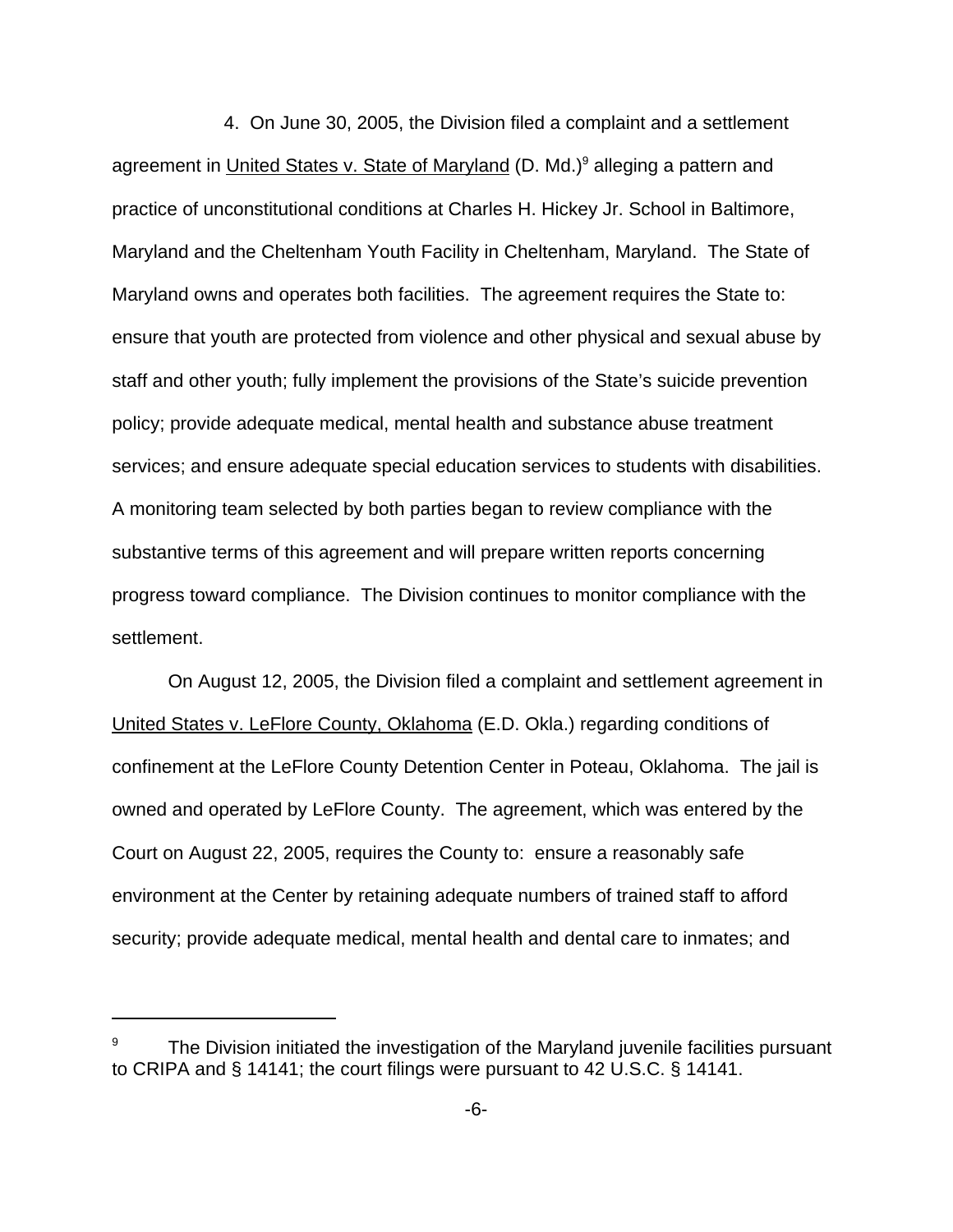4. On June 30, 2005, the Division filed a complaint and a settlement agreement in United States v. State of Maryland (D. Md.)[9] alleging a pattern and practice of unconstitutional conditions at Charles H. Hickey Jr. School in Baltimore, Maryland and the Cheltenham Youth Facility in Cheltenham, Maryland. The State of Maryland owns and operates both facilities. The agreement requires the State to: ensure that youth are protected from violence and other physical and sexual abuse by staff and other youth; fully implement the provisions of the State's suicide prevention policy; provide adequate medical, mental health and substance abuse treatment services; and ensure adequate special education services to students with disabilities. A monitoring team selected by both parties began to review compliance with the substantive terms of this agreement and will prepare written reports concerning progress toward compliance. The Division continues to monitor compliance with the settlement.

On August 12, 2005, the Division filed a complaint and settlement agreement in United States v. LeFlore County, Oklahoma (E.D. Okla.) regarding conditions of confinement at the LeFlore County Detention Center in Poteau, Oklahoma. The jail is owned and operated by LeFlore County. The agreement, which was entered by the Court on August 22, 2005, requires the County to: ensure a reasonably safe environment at the Center by retaining adequate numbers of trained staff to afford security; provide adequate medical, mental health and dental care to inmates; and

---

[9] The Division initiated the investigation of the Maryland juvenile facilities pursuant to CRIPA and § 14141; the court filings were pursuant to 42 U.S.C. § 14141.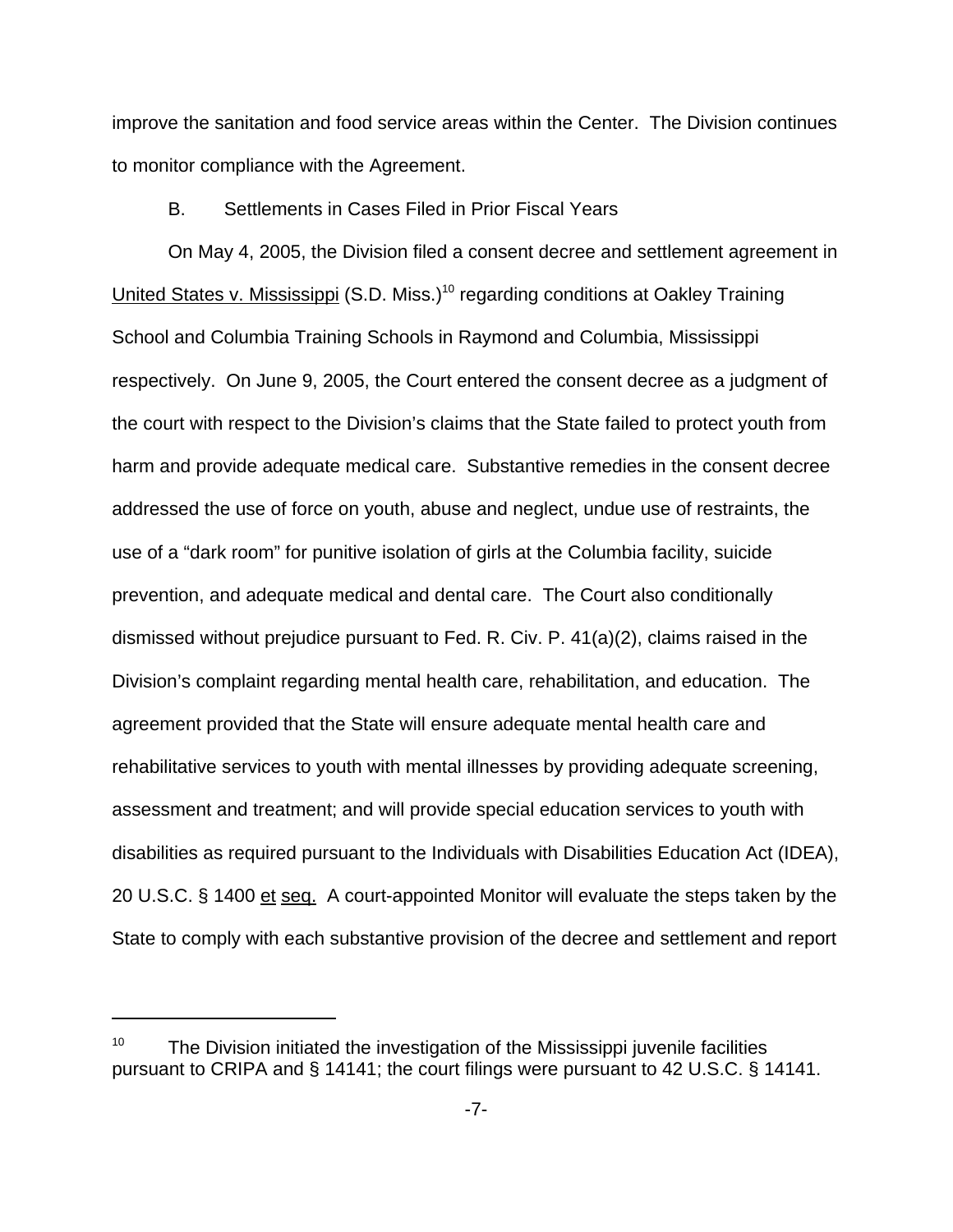improve the sanitation and food service areas within the Center. The Division continues to monitor compliance with the Agreement.

### B. Settlements in Cases Filed in Prior Fiscal Years

On May 4, 2005, the Division filed a consent decree and settlement agreement in United States v. Mississippi (S.D. Miss.)[10] regarding conditions at Oakley Training School and Columbia Training Schools in Raymond and Columbia, Mississippi respectively. On June 9, 2005, the Court entered the consent decree as a judgment of the court with respect to the Division's claims that the State failed to protect youth from harm and provide adequate medical care. Substantive remedies in the consent decree addressed the use of force on youth, abuse and neglect, undue use of restraints, the use of a "dark room" for punitive isolation of girls at the Columbia facility, suicide prevention, and adequate medical and dental care. The Court also conditionally dismissed without prejudice pursuant to Fed. R. Civ. P. 41(a)(2), claims raised in the Division's complaint regarding mental health care, rehabilitation, and education. The agreement provided that the State will ensure adequate mental health care and rehabilitative services to youth with mental illnesses by providing adequate screening, assessment and treatment; and will provide special education services to youth with disabilities as required pursuant to the Individuals with Disabilities Education Act (IDEA), 20 U.S.C. § 1400 et seq. A court-appointed Monitor will evaluate the steps taken by the State to comply with each substantive provision of the decree and settlement and report

---

[10] The Division initiated the investigation of the Mississippi juvenile facilities pursuant to CRIPA and § 14141; the court filings were pursuant to 42 U.S.C. § 14141.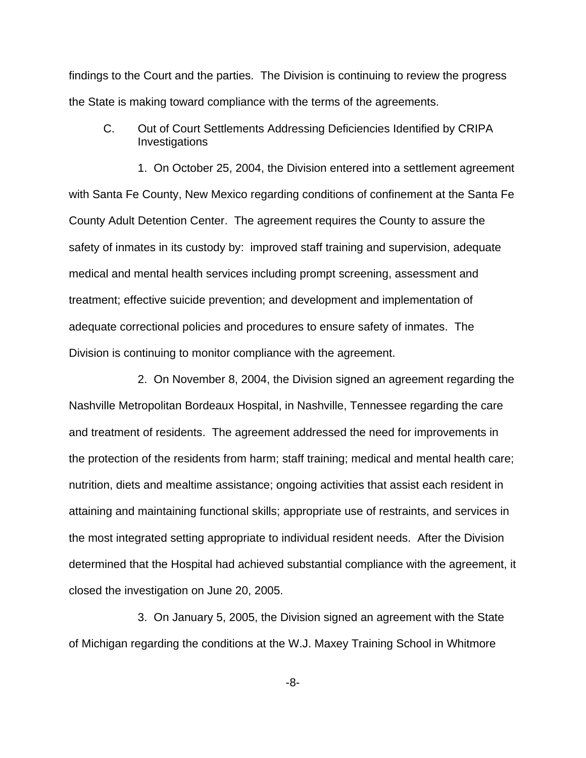findings to the Court and the parties. The Division is continuing to review the progress the State is making toward compliance with the terms of the agreements.

### C. Out of Court Settlements Addressing Deficiencies Identified by CRIPA Investigations

1. On October 25, 2004, the Division entered into a settlement agreement with Santa Fe County, New Mexico regarding conditions of confinement at the Santa Fe County Adult Detention Center. The agreement requires the County to assure the safety of inmates in its custody by: improved staff training and supervision, adequate medical and mental health services including prompt screening, assessment and treatment; effective suicide prevention; and development and implementation of adequate correctional policies and procedures to ensure safety of inmates. The Division is continuing to monitor compliance with the agreement.

2. On November 8, 2004, the Division signed an agreement regarding the Nashville Metropolitan Bordeaux Hospital, in Nashville, Tennessee regarding the care and treatment of residents. The agreement addressed the need for improvements in the protection of the residents from harm; staff training; medical and mental health care; nutrition, diets and mealtime assistance; ongoing activities that assist each resident in attaining and maintaining functional skills; appropriate use of restraints, and services in the most integrated setting appropriate to individual resident needs. After the Division determined that the Hospital had achieved substantial compliance with the agreement, it closed the investigation on June 20, 2005.

3. On January 5, 2005, the Division signed an agreement with the State of Michigan regarding the conditions at the W.J. Maxey Training School in Whitmore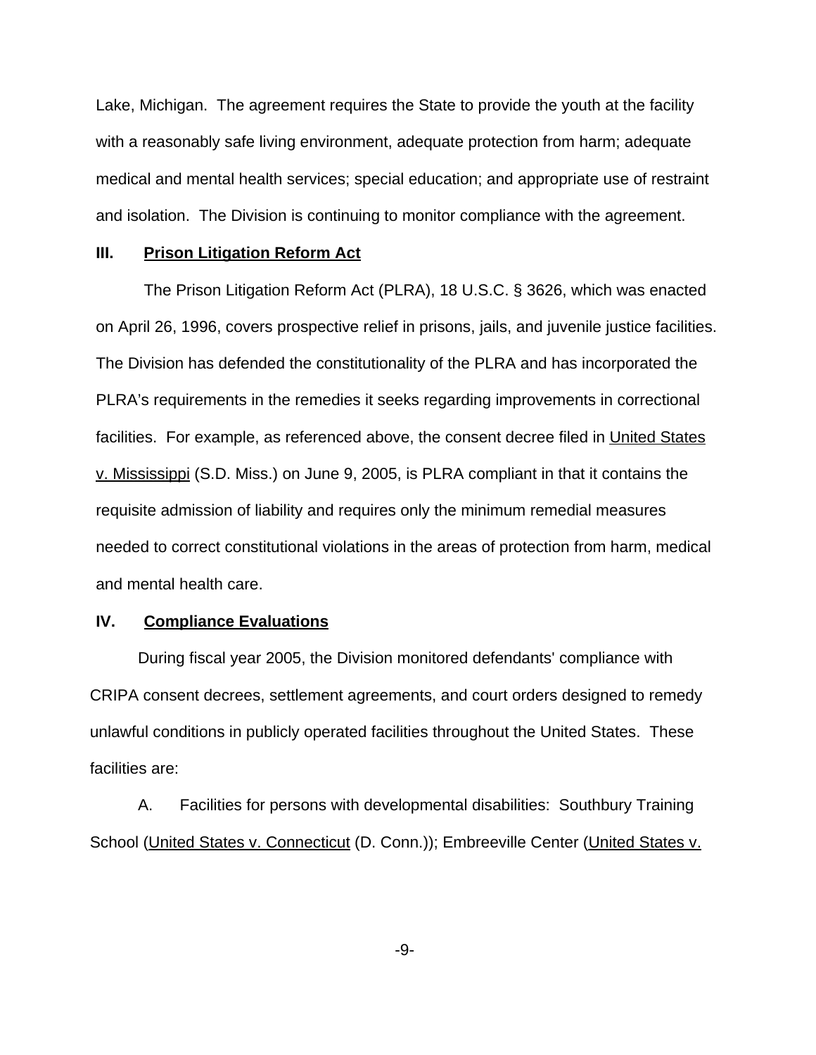Lake, Michigan. The agreement requires the State to provide the youth at the facility with a reasonably safe living environment, adequate protection from harm; adequate medical and mental health services; special education; and appropriate use of restraint and isolation. The Division is continuing to monitor compliance with the agreement.

## III. Prison Litigation Reform Act

The Prison Litigation Reform Act (PLRA), 18 U.S.C. § 3626, which was enacted on April 26, 1996, covers prospective relief in prisons, jails, and juvenile justice facilities. The Division has defended the constitutionality of the PLRA and has incorporated the PLRA's requirements in the remedies it seeks regarding improvements in correctional facilities. For example, as referenced above, the consent decree filed in United States v. Mississippi (S.D. Miss.) on June 9, 2005, is PLRA compliant in that it contains the requisite admission of liability and requires only the minimum remedial measures needed to correct constitutional violations in the areas of protection from harm, medical and mental health care.

## IV. Compliance Evaluations

During fiscal year 2005, the Division monitored defendants' compliance with CRIPA consent decrees, settlement agreements, and court orders designed to remedy unlawful conditions in publicly operated facilities throughout the United States. These facilities are:

A. Facilities for persons with developmental disabilities: Southbury Training School (United States v. Connecticut (D. Conn.)); Embreeville Center (United States v.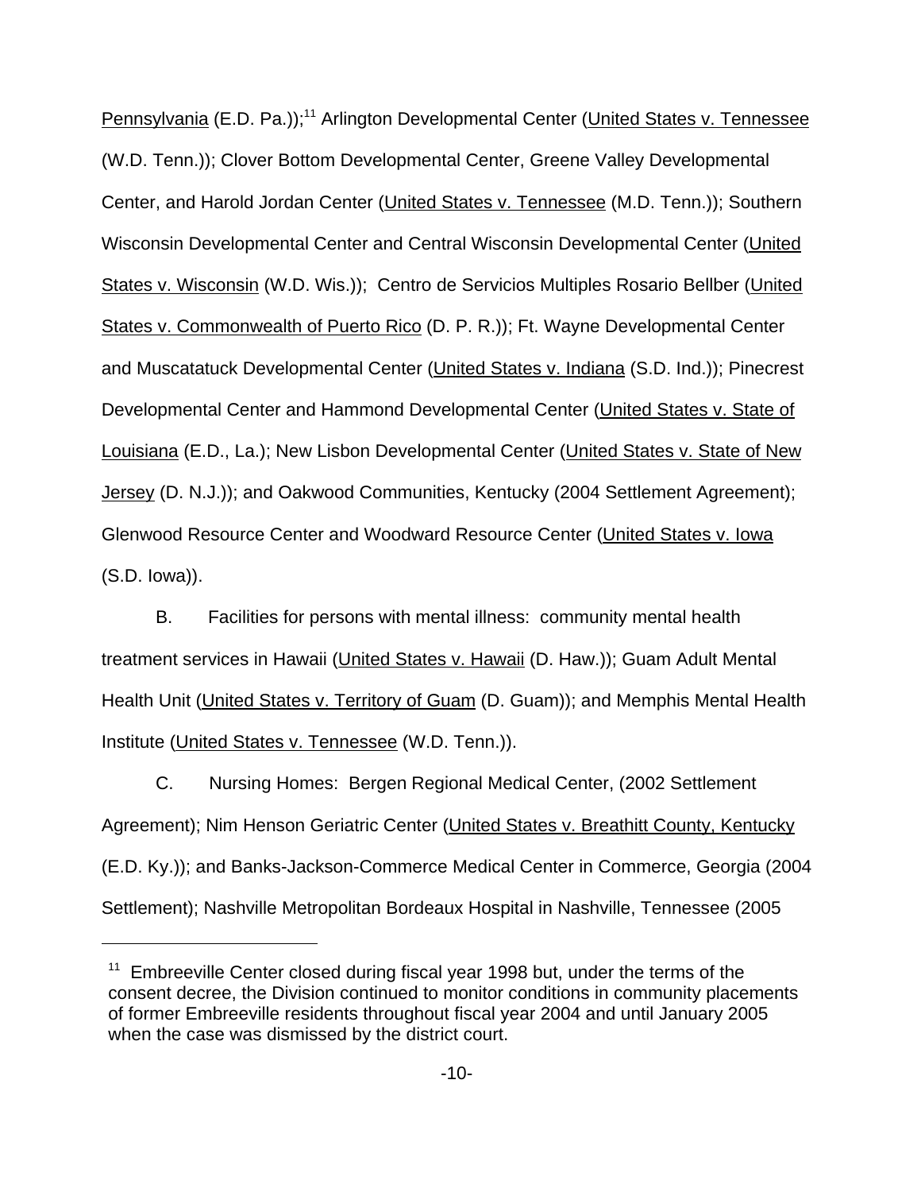Pennsylvania (E.D. Pa.));[11] Arlington Developmental Center (United States v. Tennessee (W.D. Tenn.)); Clover Bottom Developmental Center, Greene Valley Developmental Center, and Harold Jordan Center (United States v. Tennessee (M.D. Tenn.)); Southern Wisconsin Developmental Center and Central Wisconsin Developmental Center (United States v. Wisconsin (W.D. Wis.)); Centro de Servicios Multiples Rosario Bellber (United States v. Commonwealth of Puerto Rico (D. P. R.)); Ft. Wayne Developmental Center and Muscatatuck Developmental Center (United States v. Indiana (S.D. Ind.)); Pinecrest Developmental Center and Hammond Developmental Center (United States v. State of Louisiana (E.D., La.); New Lisbon Developmental Center (United States v. State of New Jersey (D. N.J.)); and Oakwood Communities, Kentucky (2004 Settlement Agreement); Glenwood Resource Center and Woodward Resource Center (United States v. Iowa (S.D. Iowa)).

B. Facilities for persons with mental illness: community mental health treatment services in Hawaii (United States v. Hawaii (D. Haw.)); Guam Adult Mental Health Unit (United States v. Territory of Guam (D. Guam)); and Memphis Mental Health Institute (United States v. Tennessee (W.D. Tenn.)).

C. Nursing Homes: Bergen Regional Medical Center, (2002 Settlement Agreement); Nim Henson Geriatric Center (United States v. Breathitt County, Kentucky (E.D. Ky.)); and Banks-Jackson-Commerce Medical Center in Commerce, Georgia (2004 Settlement); Nashville Metropolitan Bordeaux Hospital in Nashville, Tennessee (2005

---

[11] Embreeville Center closed during fiscal year 1998 but, under the terms of the consent decree, the Division continued to monitor conditions in community placements of former Embreeville residents throughout fiscal year 2004 and until January 2005 when the case was dismissed by the district court.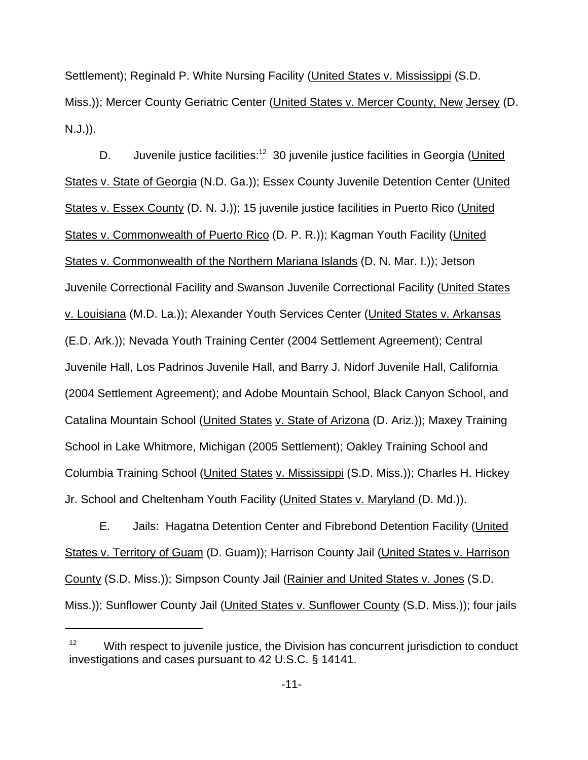Settlement); Reginald P. White Nursing Facility (United States v. Mississippi (S.D. Miss.)); Mercer County Geriatric Center (United States v. Mercer County, New Jersey (D. N.J.)).

D. Juvenile justice facilities:[12] 30 juvenile justice facilities in Georgia (United States v. State of Georgia (N.D. Ga.)); Essex County Juvenile Detention Center (United States v. Essex County (D. N. J.)); 15 juvenile justice facilities in Puerto Rico (United States v. Commonwealth of Puerto Rico (D. P. R.)); Kagman Youth Facility (United States v. Commonwealth of the Northern Mariana Islands (D. N. Mar. I.)); Jetson Juvenile Correctional Facility and Swanson Juvenile Correctional Facility (United States v. Louisiana (M.D. La.)); Alexander Youth Services Center (United States v. Arkansas (E.D. Ark.)); Nevada Youth Training Center (2004 Settlement Agreement); Central Juvenile Hall, Los Padrinos Juvenile Hall, and Barry J. Nidorf Juvenile Hall, California (2004 Settlement Agreement); and Adobe Mountain School, Black Canyon School, and Catalina Mountain School (United States v. State of Arizona (D. Ariz.)); Maxey Training School in Lake Whitmore, Michigan (2005 Settlement); Oakley Training School and Columbia Training School (United States v. Mississippi (S.D. Miss.)); Charles H. Hickey Jr. School and Cheltenham Youth Facility (United States v. Maryland (D. Md.)).

E. Jails: Hagatna Detention Center and Fibrebond Detention Facility (United States v. Territory of Guam (D. Guam)); Harrison County Jail (United States v. Harrison County (S.D. Miss.)); Simpson County Jail (Rainier and United States v. Jones (S.D. Miss.)); Sunflower County Jail (United States v. Sunflower County (S.D. Miss.)); four jails

---

[12] With respect to juvenile justice, the Division has concurrent jurisdiction to conduct investigations and cases pursuant to 42 U.S.C. § 14141.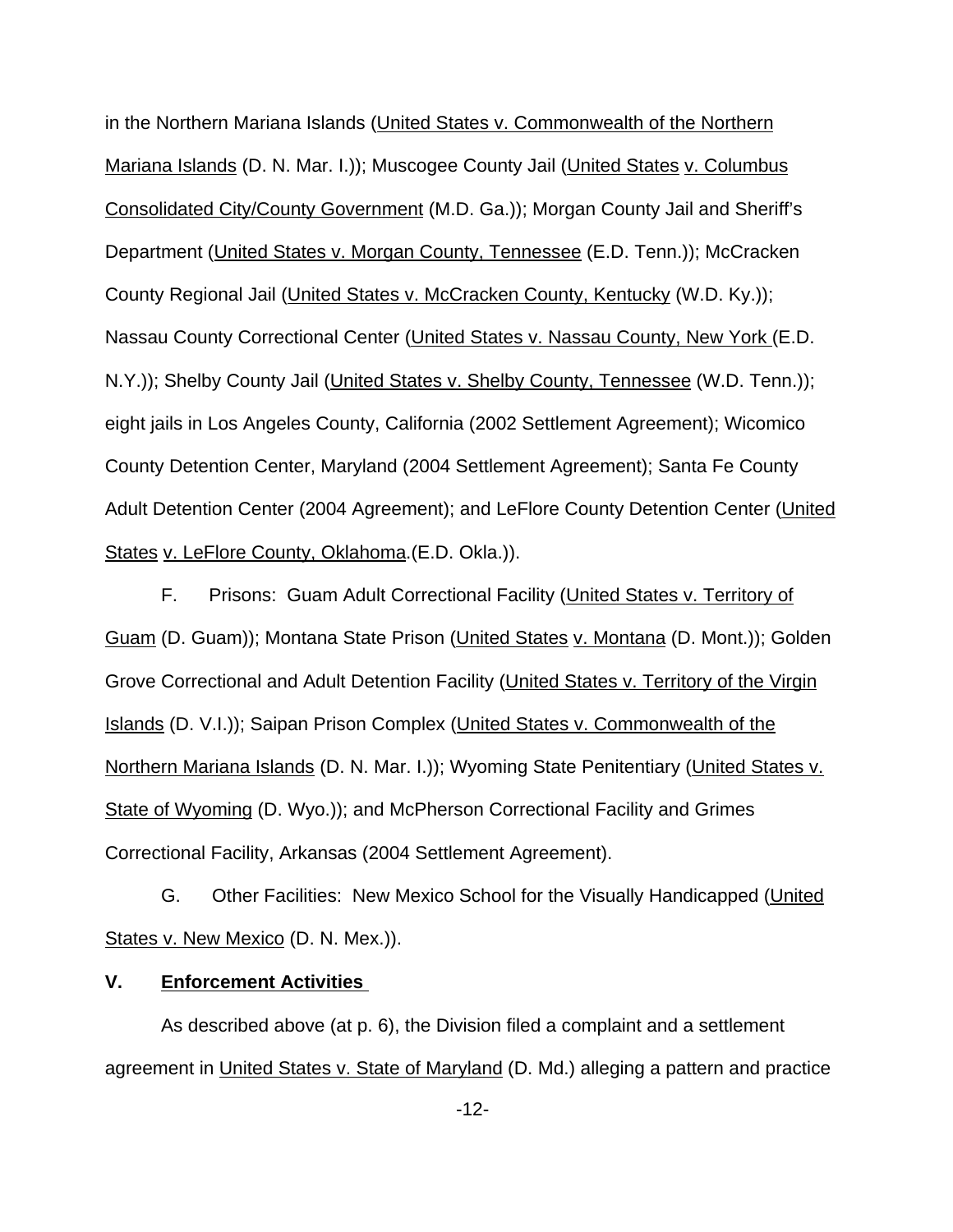in the Northern Mariana Islands (United States v. Commonwealth of the Northern Mariana Islands (D. N. Mar. I.)); Muscogee County Jail (United States v. Columbus Consolidated City/County Government (M.D. Ga.)); Morgan County Jail and Sheriff's Department (United States v. Morgan County, Tennessee (E.D. Tenn.)); McCracken County Regional Jail (United States v. McCracken County, Kentucky (W.D. Ky.)); Nassau County Correctional Center (United States v. Nassau County, New York (E.D. N.Y.)); Shelby County Jail (United States v. Shelby County, Tennessee (W.D. Tenn.)); eight jails in Los Angeles County, California (2002 Settlement Agreement); Wicomico County Detention Center, Maryland (2004 Settlement Agreement); Santa Fe County Adult Detention Center (2004 Agreement); and LeFlore County Detention Center (United States v. LeFlore County, Oklahoma.(E.D. Okla.)).

F. Prisons: Guam Adult Correctional Facility (United States v. Territory of Guam (D. Guam)); Montana State Prison (United States v. Montana (D. Mont.)); Golden Grove Correctional and Adult Detention Facility (United States v. Territory of the Virgin Islands (D. V.I.)); Saipan Prison Complex (United States v. Commonwealth of the Northern Mariana Islands (D. N. Mar. I.)); Wyoming State Penitentiary (United States v. State of Wyoming (D. Wyo.)); and McPherson Correctional Facility and Grimes Correctional Facility, Arkansas (2004 Settlement Agreement).

G. Other Facilities: New Mexico School for the Visually Handicapped (United States v. New Mexico (D. N. Mex.)).

## V. **Enforcement Activities**

As described above (at p. 6), the Division filed a complaint and a settlement agreement in United States v. State of Maryland (D. Md.) alleging a pattern and practice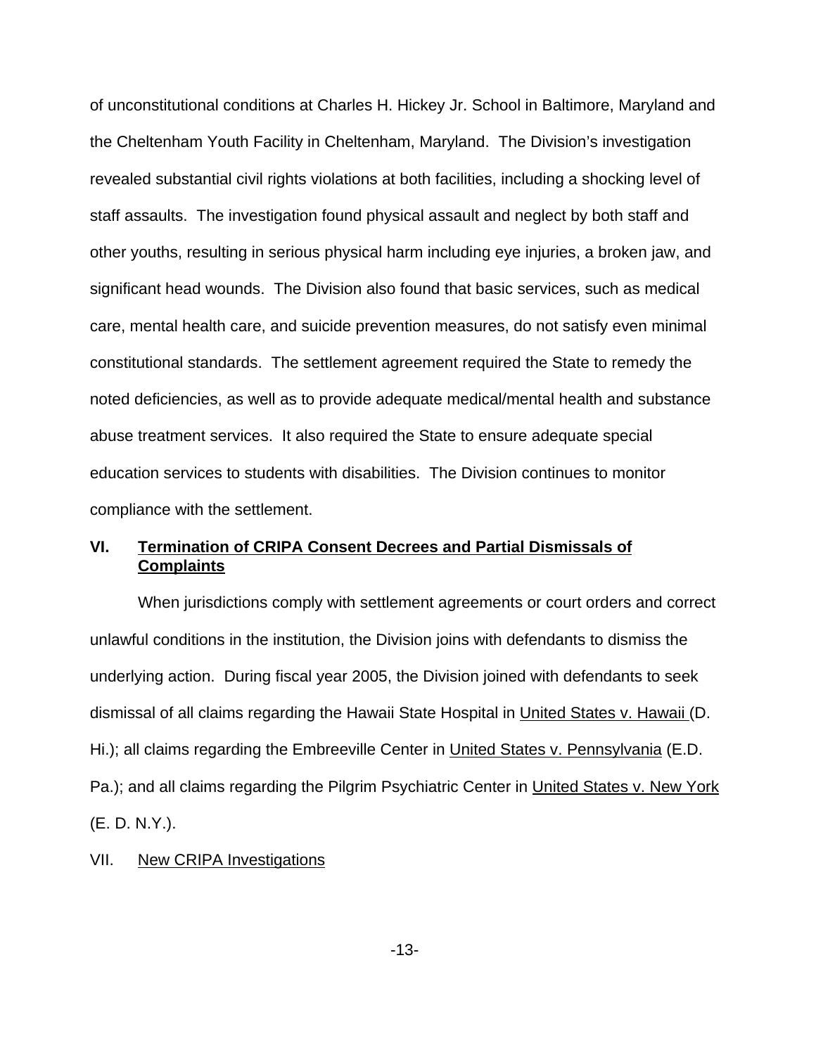of unconstitutional conditions at Charles H. Hickey Jr. School in Baltimore, Maryland and the Cheltenham Youth Facility in Cheltenham, Maryland. The Division's investigation revealed substantial civil rights violations at both facilities, including a shocking level of staff assaults. The investigation found physical assault and neglect by both staff and other youths, resulting in serious physical harm including eye injuries, a broken jaw, and significant head wounds. The Division also found that basic services, such as medical care, mental health care, and suicide prevention measures, do not satisfy even minimal constitutional standards. The settlement agreement required the State to remedy the noted deficiencies, as well as to provide adequate medical/mental health and substance abuse treatment services. It also required the State to ensure adequate special education services to students with disabilities. The Division continues to monitor compliance with the settlement.

## VI. Termination of CRIPA Consent Decrees and Partial Dismissals of Complaints

When jurisdictions comply with settlement agreements or court orders and correct unlawful conditions in the institution, the Division joins with defendants to dismiss the underlying action. During fiscal year 2005, the Division joined with defendants to seek dismissal of all claims regarding the Hawaii State Hospital in United States v. Hawaii (D. Hi.); all claims regarding the Embreeville Center in United States v. Pennsylvania (E.D. Pa.); and all claims regarding the Pilgrim Psychiatric Center in United States v. New York (E. D. N.Y.).

## VII. New CRIPA Investigations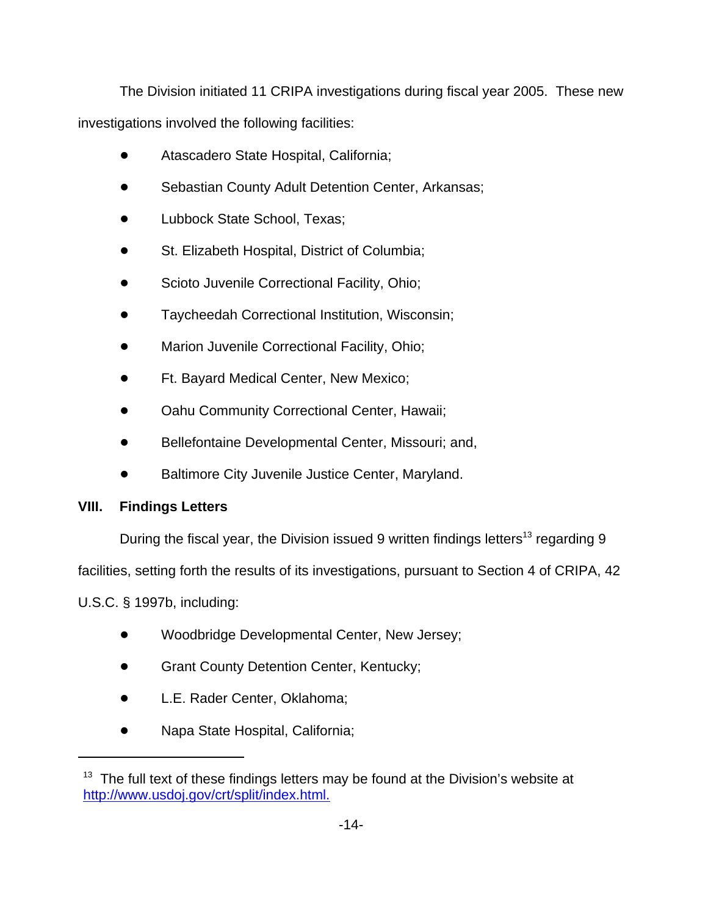The Division initiated 11 CRIPA investigations during fiscal year 2005. These new investigations involved the following facilities:

- Atascadero State Hospital, California;
- Sebastian County Adult Detention Center, Arkansas;
- Lubbock State School, Texas;
- St. Elizabeth Hospital, District of Columbia;
- Scioto Juvenile Correctional Facility, Ohio;
- Taycheedah Correctional Institution, Wisconsin;
- Marion Juvenile Correctional Facility, Ohio;
- Ft. Bayard Medical Center, New Mexico;
- Oahu Community Correctional Center, Hawaii;
- Bellefontaine Developmental Center, Missouri; and,
- Baltimore City Juvenile Justice Center, Maryland.

## VIII. Findings Letters

During the fiscal year, the Division issued 9 written findings letters[13] regarding 9 facilities, setting forth the results of its investigations, pursuant to Section 4 of CRIPA, 42 U.S.C. § 1997b, including:

- Woodbridge Developmental Center, New Jersey;
- Grant County Detention Center, Kentucky;
- L.E. Rader Center, Oklahoma;
- Napa State Hospital, California;

[13] The full text of these findings letters may be found at the Division's website at http://www.usdoj.gov/crt/split/index.html.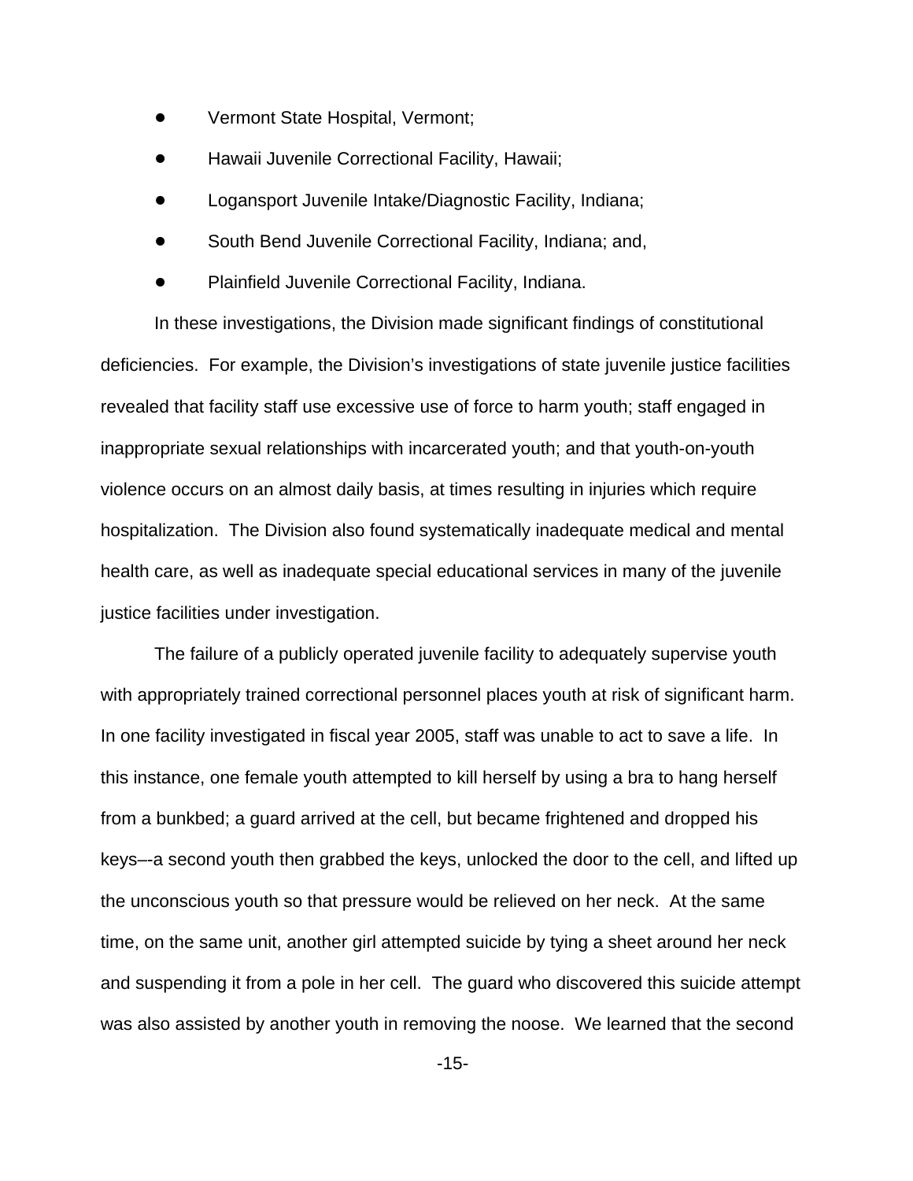- Vermont State Hospital, Vermont;
- Hawaii Juvenile Correctional Facility, Hawaii;
- Logansport Juvenile Intake/Diagnostic Facility, Indiana;
- South Bend Juvenile Correctional Facility, Indiana; and,
- Plainfield Juvenile Correctional Facility, Indiana.

In these investigations, the Division made significant findings of constitutional deficiencies. For example, the Division's investigations of state juvenile justice facilities revealed that facility staff use excessive use of force to harm youth; staff engaged in inappropriate sexual relationships with incarcerated youth; and that youth-on-youth violence occurs on an almost daily basis, at times resulting in injuries which require hospitalization. The Division also found systematically inadequate medical and mental health care, as well as inadequate special educational services in many of the juvenile justice facilities under investigation.

The failure of a publicly operated juvenile facility to adequately supervise youth with appropriately trained correctional personnel places youth at risk of significant harm. In one facility investigated in fiscal year 2005, staff was unable to act to save a life. In this instance, one female youth attempted to kill herself by using a bra to hang herself from a bunkbed; a guard arrived at the cell, but became frightened and dropped his keys–-a second youth then grabbed the keys, unlocked the door to the cell, and lifted up the unconscious youth so that pressure would be relieved on her neck. At the same time, on the same unit, another girl attempted suicide by tying a sheet around her neck and suspending it from a pole in her cell. The guard who discovered this suicide attempt was also assisted by another youth in removing the noose. We learned that the second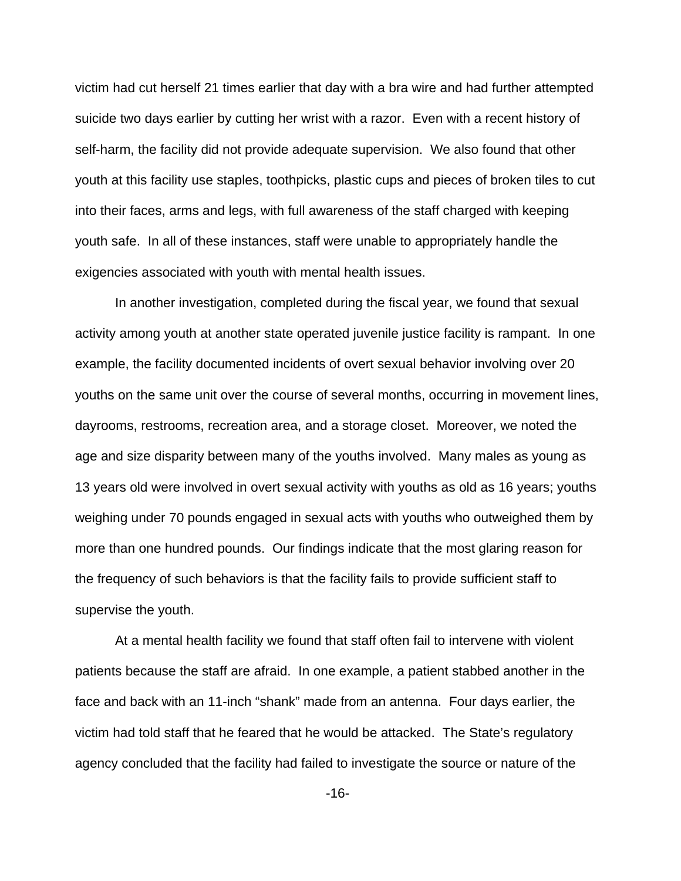victim had cut herself 21 times earlier that day with a bra wire and had further attempted suicide two days earlier by cutting her wrist with a razor. Even with a recent history of self-harm, the facility did not provide adequate supervision. We also found that other youth at this facility use staples, toothpicks, plastic cups and pieces of broken tiles to cut into their faces, arms and legs, with full awareness of the staff charged with keeping youth safe. In all of these instances, staff were unable to appropriately handle the exigencies associated with youth with mental health issues.

In another investigation, completed during the fiscal year, we found that sexual activity among youth at another state operated juvenile justice facility is rampant. In one example, the facility documented incidents of overt sexual behavior involving over 20 youths on the same unit over the course of several months, occurring in movement lines, dayrooms, restrooms, recreation area, and a storage closet. Moreover, we noted the age and size disparity between many of the youths involved. Many males as young as 13 years old were involved in overt sexual activity with youths as old as 16 years; youths weighing under 70 pounds engaged in sexual acts with youths who outweighed them by more than one hundred pounds. Our findings indicate that the most glaring reason for the frequency of such behaviors is that the facility fails to provide sufficient staff to supervise the youth.

At a mental health facility we found that staff often fail to intervene with violent patients because the staff are afraid. In one example, a patient stabbed another in the face and back with an 11-inch "shank" made from an antenna. Four days earlier, the victim had told staff that he feared that he would be attacked. The State's regulatory agency concluded that the facility had failed to investigate the source or nature of the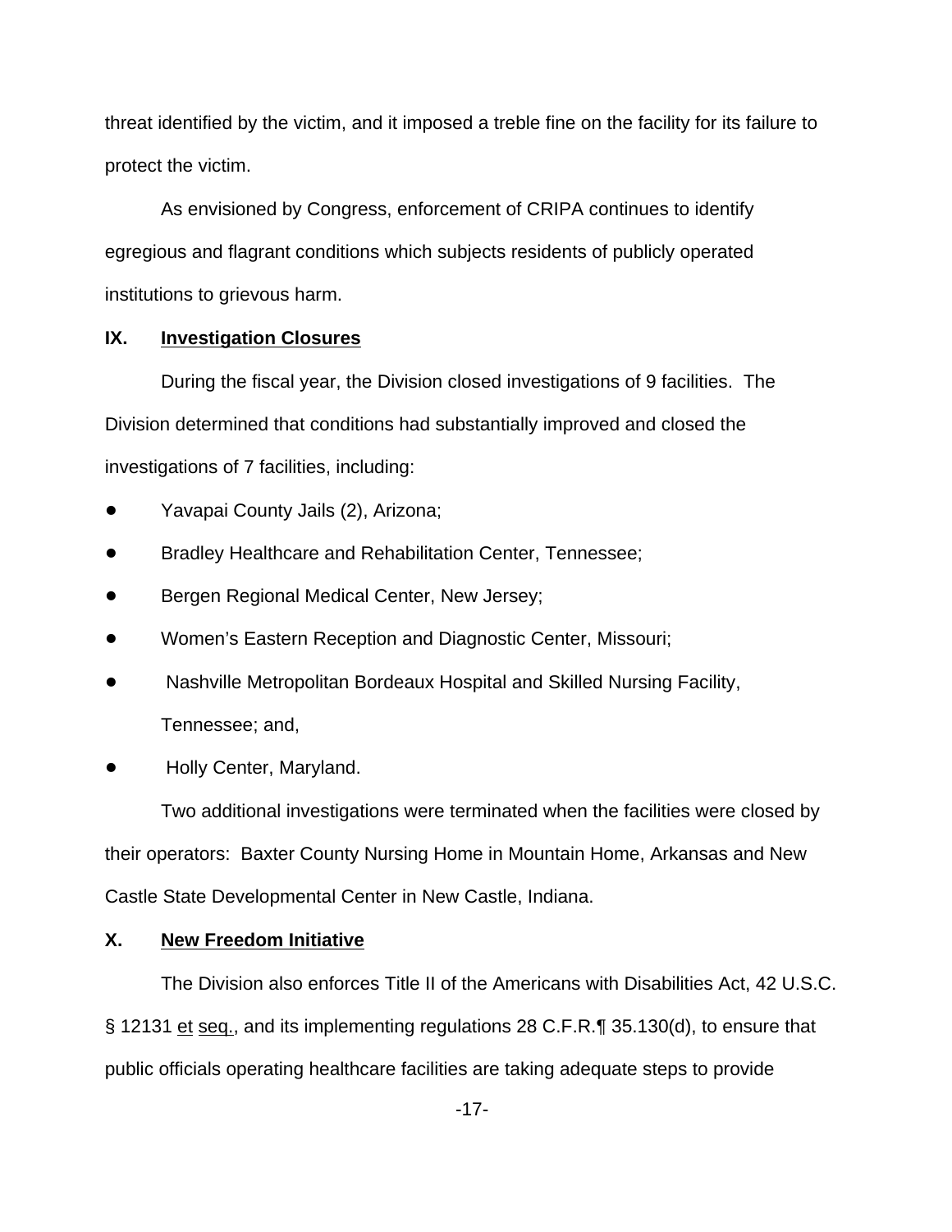threat identified by the victim, and it imposed a treble fine on the facility for its failure to protect the victim.

As envisioned by Congress, enforcement of CRIPA continues to identify egregious and flagrant conditions which subjects residents of publicly operated institutions to grievous harm.

## IX. Investigation Closures

During the fiscal year, the Division closed investigations of 9 facilities. The Division determined that conditions had substantially improved and closed the investigations of 7 facilities, including:

- Yavapai County Jails (2), Arizona;
- Bradley Healthcare and Rehabilitation Center, Tennessee;
- Bergen Regional Medical Center, New Jersey;
- Women's Eastern Reception and Diagnostic Center, Missouri;
- Nashville Metropolitan Bordeaux Hospital and Skilled Nursing Facility, Tennessee; and,
- Holly Center, Maryland.

Two additional investigations were terminated when the facilities were closed by their operators: Baxter County Nursing Home in Mountain Home, Arkansas and New Castle State Developmental Center in New Castle, Indiana.

## X. New Freedom Initiative

The Division also enforces Title II of the Americans with Disabilities Act, 42 U.S.C. § 12131 et seq., and its implementing regulations 28 C.F.R.¶ 35.130(d), to ensure that public officials operating healthcare facilities are taking adequate steps to provide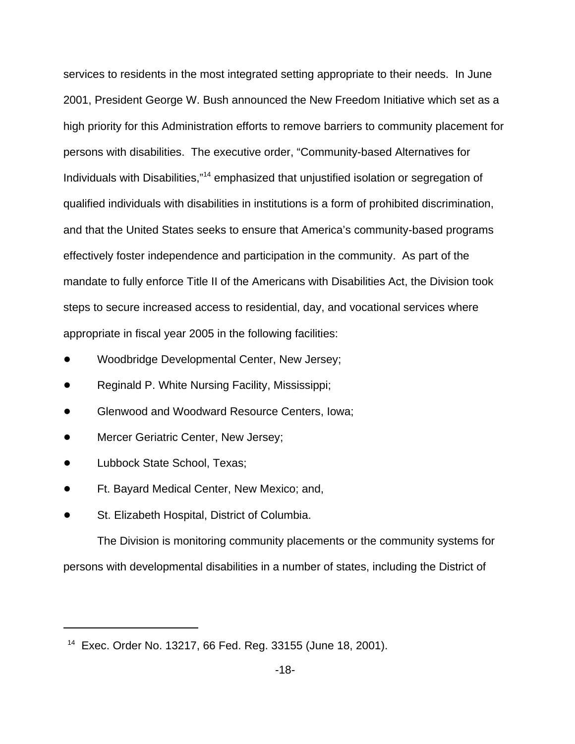services to residents in the most integrated setting appropriate to their needs. In June 2001, President George W. Bush announced the New Freedom Initiative which set as a high priority for this Administration efforts to remove barriers to community placement for persons with disabilities. The executive order, "Community-based Alternatives for Individuals with Disabilities,"[14] emphasized that unjustified isolation or segregation of qualified individuals with disabilities in institutions is a form of prohibited discrimination, and that the United States seeks to ensure that America's community-based programs effectively foster independence and participation in the community. As part of the mandate to fully enforce Title II of the Americans with Disabilities Act, the Division took steps to secure increased access to residential, day, and vocational services where appropriate in fiscal year 2005 in the following facilities:

- Woodbridge Developmental Center, New Jersey;
- Reginald P. White Nursing Facility, Mississippi;
- Glenwood and Woodward Resource Centers, Iowa;
- Mercer Geriatric Center, New Jersey;
- Lubbock State School, Texas;
- Ft. Bayard Medical Center, New Mexico; and,
- St. Elizabeth Hospital, District of Columbia.

The Division is monitoring community placements or the community systems for persons with developmental disabilities in a number of states, including the District of

---

[14] Exec. Order No. 13217, 66 Fed. Reg. 33155 (June 18, 2001).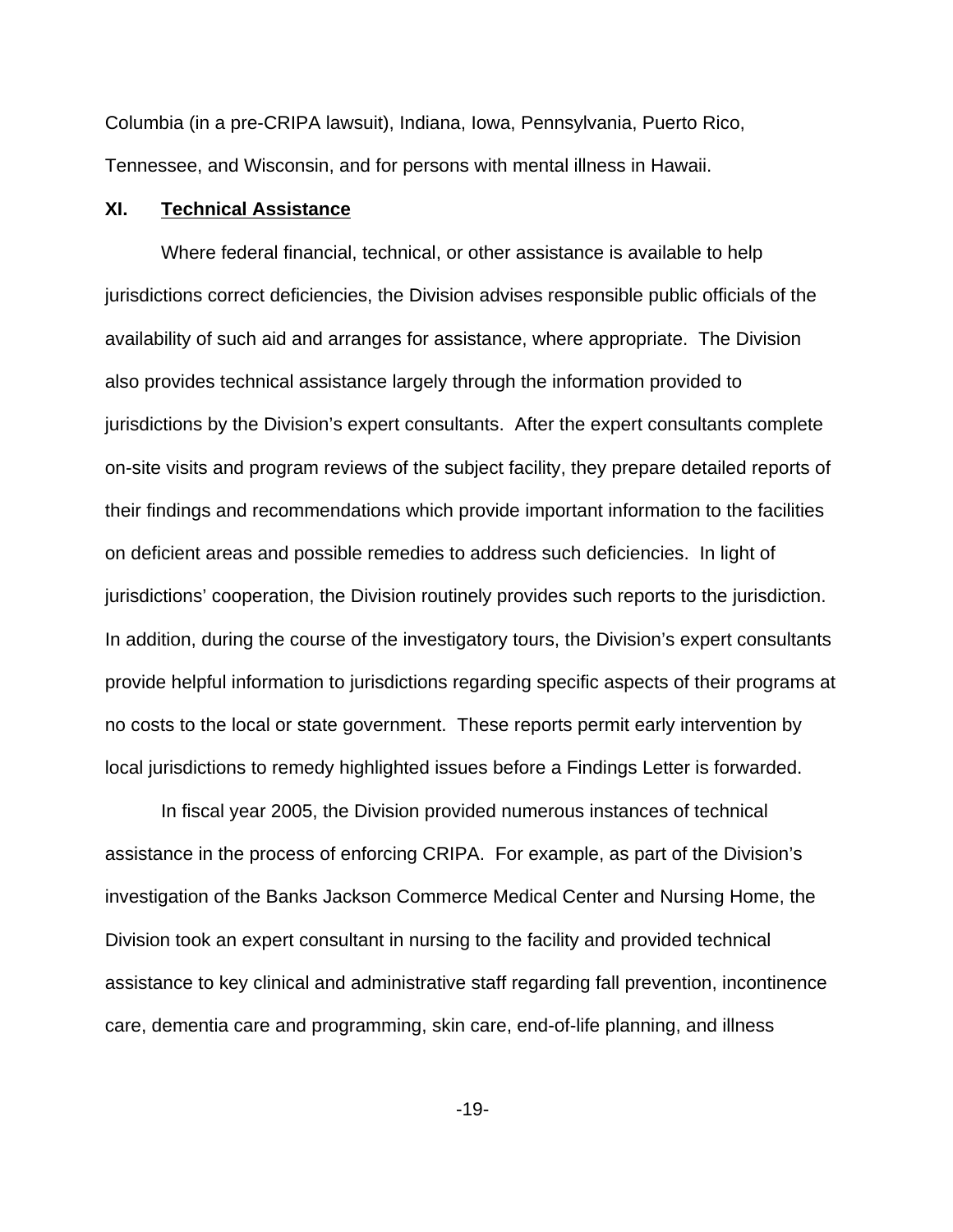Columbia (in a pre-CRIPA lawsuit), Indiana, Iowa, Pennsylvania, Puerto Rico, Tennessee, and Wisconsin, and for persons with mental illness in Hawaii.

## XI. Technical Assistance

Where federal financial, technical, or other assistance is available to help jurisdictions correct deficiencies, the Division advises responsible public officials of the availability of such aid and arranges for assistance, where appropriate. The Division also provides technical assistance largely through the information provided to jurisdictions by the Division's expert consultants. After the expert consultants complete on-site visits and program reviews of the subject facility, they prepare detailed reports of their findings and recommendations which provide important information to the facilities on deficient areas and possible remedies to address such deficiencies. In light of jurisdictions' cooperation, the Division routinely provides such reports to the jurisdiction. In addition, during the course of the investigatory tours, the Division's expert consultants provide helpful information to jurisdictions regarding specific aspects of their programs at no costs to the local or state government. These reports permit early intervention by local jurisdictions to remedy highlighted issues before a Findings Letter is forwarded.

In fiscal year 2005, the Division provided numerous instances of technical assistance in the process of enforcing CRIPA. For example, as part of the Division's investigation of the Banks Jackson Commerce Medical Center and Nursing Home, the Division took an expert consultant in nursing to the facility and provided technical assistance to key clinical and administrative staff regarding fall prevention, incontinence care, dementia care and programming, skin care, end-of-life planning, and illness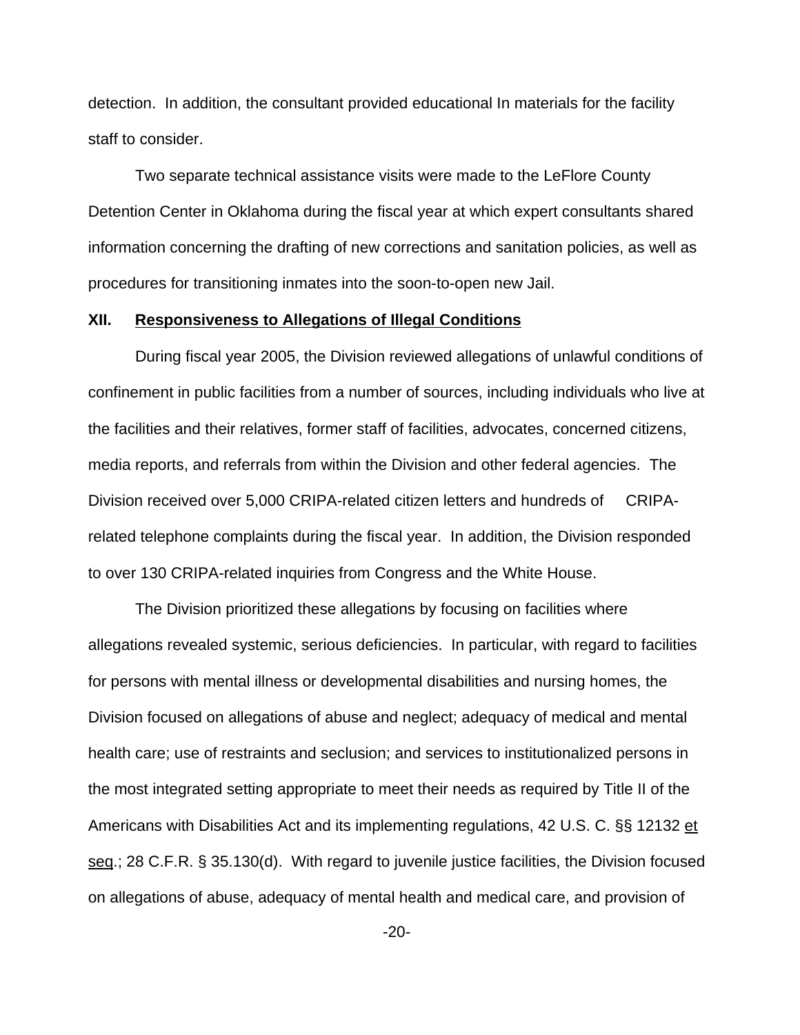detection. In addition, the consultant provided educational In materials for the facility staff to consider.

Two separate technical assistance visits were made to the LeFlore County Detention Center in Oklahoma during the fiscal year at which expert consultants shared information concerning the drafting of new corrections and sanitation policies, as well as procedures for transitioning inmates into the soon-to-open new Jail.

## XII. Responsiveness to Allegations of Illegal Conditions

During fiscal year 2005, the Division reviewed allegations of unlawful conditions of confinement in public facilities from a number of sources, including individuals who live at the facilities and their relatives, former staff of facilities, advocates, concerned citizens, media reports, and referrals from within the Division and other federal agencies. The Division received over 5,000 CRIPA-related citizen letters and hundreds of CRIPA-related telephone complaints during the fiscal year. In addition, the Division responded to over 130 CRIPA-related inquiries from Congress and the White House.

The Division prioritized these allegations by focusing on facilities where allegations revealed systemic, serious deficiencies. In particular, with regard to facilities for persons with mental illness or developmental disabilities and nursing homes, the Division focused on allegations of abuse and neglect; adequacy of medical and mental health care; use of restraints and seclusion; and services to institutionalized persons in the most integrated setting appropriate to meet their needs as required by Title II of the Americans with Disabilities Act and its implementing regulations, 42 U.S. C. §§ 12132 et seq.; 28 C.F.R. § 35.130(d). With regard to juvenile justice facilities, the Division focused on allegations of abuse, adequacy of mental health and medical care, and provision of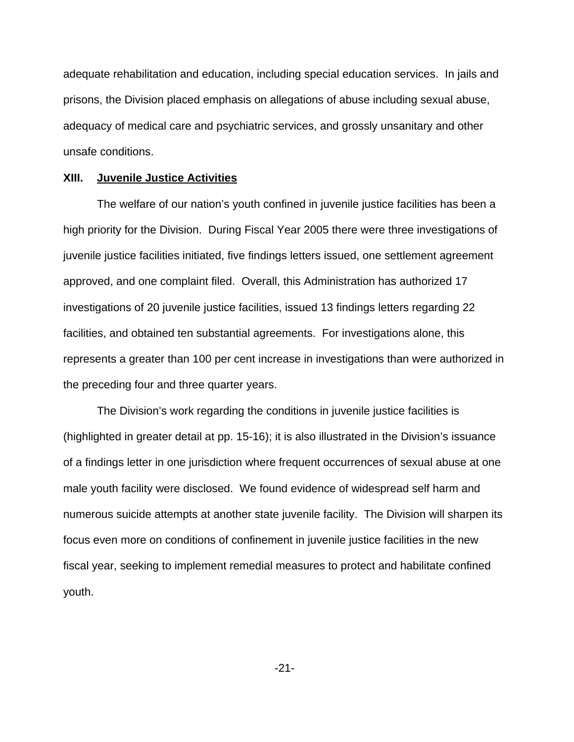adequate rehabilitation and education, including special education services. In jails and prisons, the Division placed emphasis on allegations of abuse including sexual abuse, adequacy of medical care and psychiatric services, and grossly unsanitary and other unsafe conditions.

## XIII. Juvenile Justice Activities

The welfare of our nation's youth confined in juvenile justice facilities has been a high priority for the Division. During Fiscal Year 2005 there were three investigations of juvenile justice facilities initiated, five findings letters issued, one settlement agreement approved, and one complaint filed. Overall, this Administration has authorized 17 investigations of 20 juvenile justice facilities, issued 13 findings letters regarding 22 facilities, and obtained ten substantial agreements. For investigations alone, this represents a greater than 100 per cent increase in investigations than were authorized in the preceding four and three quarter years.

The Division's work regarding the conditions in juvenile justice facilities is (highlighted in greater detail at pp. 15-16); it is also illustrated in the Division's issuance of a findings letter in one jurisdiction where frequent occurrences of sexual abuse at one male youth facility were disclosed. We found evidence of widespread self harm and numerous suicide attempts at another state juvenile facility. The Division will sharpen its focus even more on conditions of confinement in juvenile justice facilities in the new fiscal year, seeking to implement remedial measures to protect and habilitate confined youth.